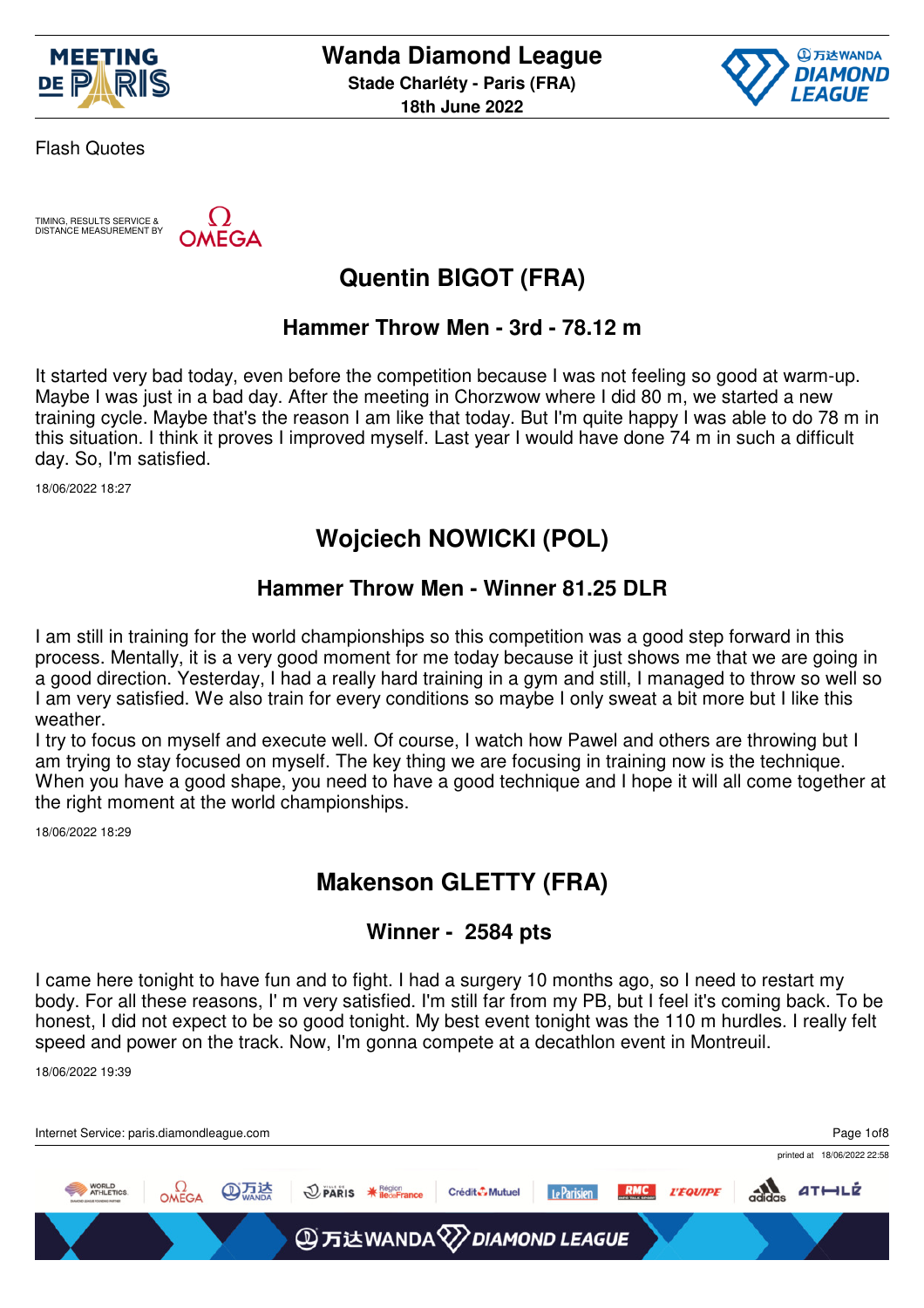# Wanda Diamond League

**Stade Charléty - Paris (FRA)**
**18th June 2022**

Flash Quotes

TIMING, RESULTS SERVICE & DISTANCE MEASUREMENT BY OMEGA

## Quentin BIGOT (FRA)

### Hammer Throw Men - 3rd - 78.12 m

It started very bad today, even before the competition because I was not feeling so good at warm-up. Maybe I was just in a bad day. After the meeting in Chorzwow where I did 80 m, we started a new training cycle. Maybe that's the reason I am like that today. But I'm quite happy I was able to do 78 m in this situation. I think it proves I improved myself. Last year I would have done 74 m in such a difficult day. So, I'm satisfied.

18/06/2022 18:27

## Wojciech NOWICKI (POL)

### Hammer Throw Men - Winner 81.25 DLR

I am still in training for the world championships so this competition was a good step forward in this process. Mentally, it is a very good moment for me today because it just shows me that we are going in a good direction. Yesterday, I had a really hard training in a gym and still, I managed to throw so well so I am very satisfied. We also train for every conditions so maybe I only sweat a bit more but I like this weather.
I try to focus on myself and execute well. Of course, I watch how Pawel and others are throwing but I am trying to stay focused on myself. The key thing we are focusing in training now is the technique. When you have a good shape, you need to have a good technique and I hope it will all come together at the right moment at the world championships.

18/06/2022 18:29

## Makenson GLETTY (FRA)

### Winner - 2584 pts

I came here tonight to have fun and to fight. I had a surgery 10 months ago, so I need to restart my body. For all these reasons, I' m very satisfied. I'm still far from my PB, but I feel it's coming back. To be honest, I did not expect to be so good tonight. My best event tonight was the 110 m hurdles. I really felt speed and power on the track. Now, I'm gonna compete at a decathlon event in Montreuil.

18/06/2022 19:39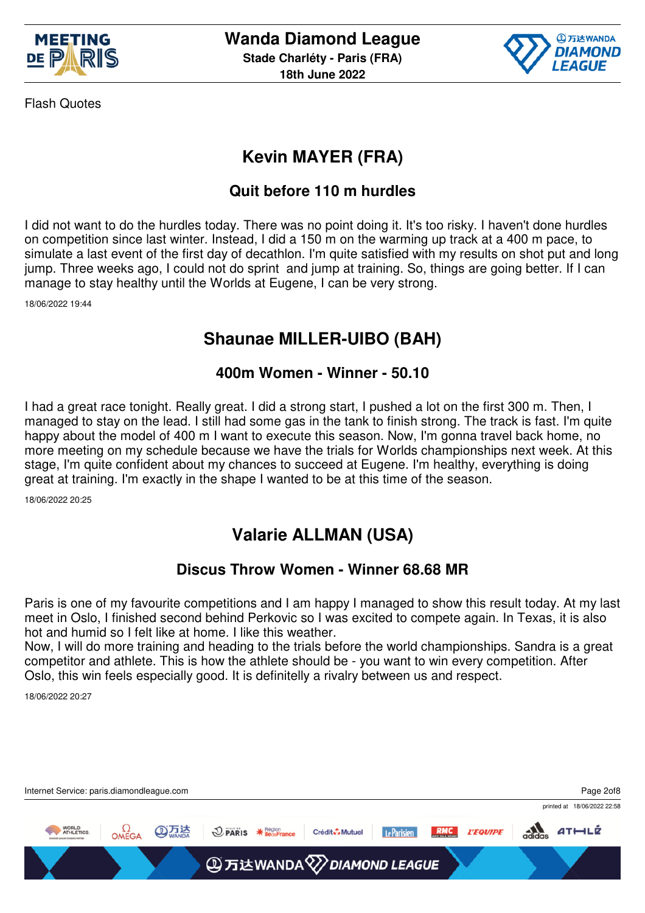Flash Quotes

## Kevin MAYER (FRA)

### Quit before 110 m hurdles

I did not want to do the hurdles today. There was no point doing it. It's too risky. I haven't done hurdles on competition since last winter. Instead, I did a 150 m on the warming up track at a 400 m pace, to simulate a last event of the first day of decathlon. I'm quite satisfied with my results on shot put and long jump. Three weeks ago, I could not do sprint  and jump at training. So, things are going better. If I can manage to stay healthy until the Worlds at Eugene, I can be very strong.

18/06/2022 19:44

## Shaunae MILLER-UIBO (BAH)

### 400m Women - Winner - 50.10

I had a great race tonight. Really great. I did a strong start, I pushed a lot on the first 300 m. Then, I managed to stay on the lead. I still had some gas in the tank to finish strong. The track is fast. I'm quite happy about the model of 400 m I want to execute this season. Now, I'm gonna travel back home, no more meeting on my schedule because we have the trials for Worlds championships next week. At this stage, I'm quite confident about my chances to succeed at Eugene. I'm healthy, everything is doing great at training. I'm exactly in the shape I wanted to be at this time of the season.

18/06/2022 20:25

## Valarie ALLMAN (USA)

### Discus Throw Women - Winner 68.68 MR

Paris is one of my favourite competitions and I am happy I managed to show this result today. At my last meet in Oslo, I finished second behind Perkovic so I was excited to compete again. In Texas, it is also hot and humid so I felt like at home. I like this weather.
Now, I will do more training and heading to the trials before the world championships. Sandra is a great competitor and athlete. This is how the athlete should be - you want to win every competition. After Oslo, this win feels especially good. It is definitelly a rivalry between us and respect.

18/06/2022 20:27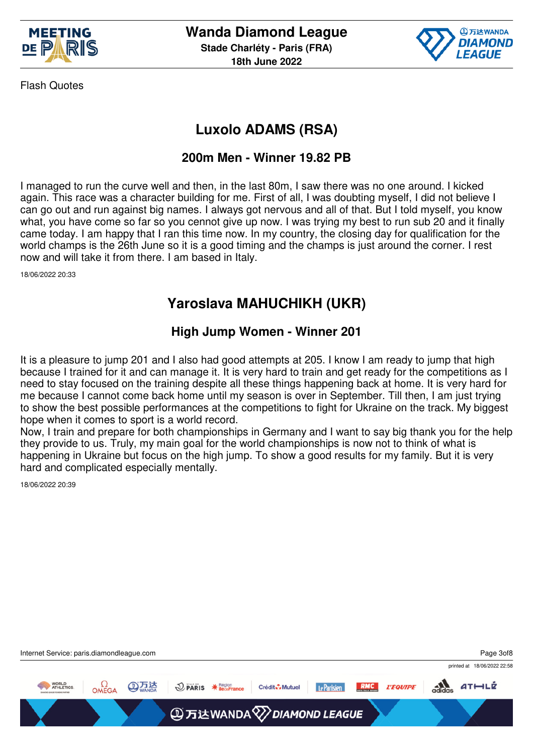Flash Quotes

## Luxolo ADAMS (RSA)

### 200m Men - Winner 19.82 PB

I managed to run the curve well and then, in the last 80m, I saw there was no one around. I kicked again. This race was a character building for me. First of all, I was doubting myself, I did not believe I can go out and run against big names. I always got nervous and all of that. But I told myself, you know what, you have come so far so you cennot give up now. I was trying my best to run sub 20 and it finally came today. I am happy that I ran this time now. In my country, the closing day for qualification for the world champs is the 26th June so it is a good timing and the champs is just around the corner. I rest now and will take it from there. I am based in Italy.

18/06/2022 20:33

## Yaroslava MAHUCHIKH (UKR)

### High Jump Women - Winner 201

It is a pleasure to jump 201 and I also had good attempts at 205. I know I am ready to jump that high because I trained for it and can manage it. It is very hard to train and get ready for the competitions as I need to stay focused on the training despite all these things happening back at home. It is very hard for me because I cannot come back home until my season is over in September. Till then, I am just trying to show the best possible performances at the competitions to fight for Ukraine on the track. My biggest hope when it comes to sport is a world record.

Now, I train and prepare for both championships in Germany and I want to say big thank you for the help they provide to us. Truly, my main goal for the world championships is now not to think of what is happening in Ukraine but focus on the high jump. To show a good results for my family. But it is very hard and complicated especially mentally.

18/06/2022 20:39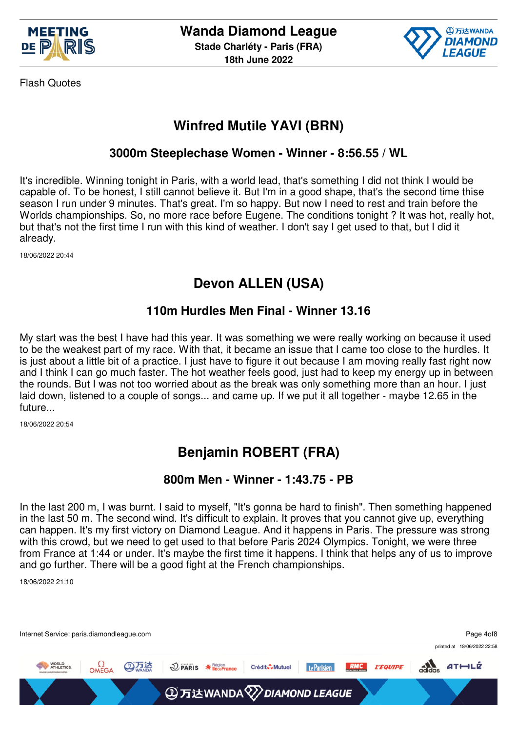Flash Quotes

## Winfred Mutile YAVI (BRN)

### 3000m Steeplechase Women - Winner - 8:56.55 / WL

It's incredible. Winning tonight in Paris, with a world lead, that's something I did not think I would be capable of. To be honest, I still cannot believe it. But I'm in a good shape, that's the second time thise season I run under 9 minutes. That's great. I'm so happy. But now I need to rest and train before the Worlds championships. So, no more race before Eugene. The conditions tonight ? It was hot, really hot, but that's not the first time I run with this kind of weather. I don't say I get used to that, but I did it already.

18/06/2022 20:44

## Devon ALLEN (USA)

### 110m Hurdles Men Final - Winner 13.16

My start was the best I have had this year. It was something we were really working on because it used to be the weakest part of my race. With that, it became an issue that I came too close to the hurdles. It is just about a little bit of a practice. I just have to figure it out because I am moving really fast right now and I think I can go much faster. The hot weather feels good, just had to keep my energy up in between the rounds. But I was not too worried about as the break was only something more than an hour. I just laid down, listened to a couple of songs... and came up. If we put it all together - maybe 12.65 in the future...

18/06/2022 20:54

## Benjamin ROBERT (FRA)

### 800m Men - Winner - 1:43.75 - PB

In the last 200 m, I was burnt. I said to myself, "It's gonna be hard to finish". Then something happened in the last 50 m. The second wind. It's difficult to explain. It proves that you cannot give up, everything can happen. It's my first victory on Diamond League. And it happens in Paris. The pressure was strong with this crowd, but we need to get used to that before Paris 2024 Olympics. Tonight, we were three from France at 1:44 or under. It's maybe the first time it happens. I think that helps any of us to improve and go further. There will be a good fight at the French championships.

18/06/2022 21:10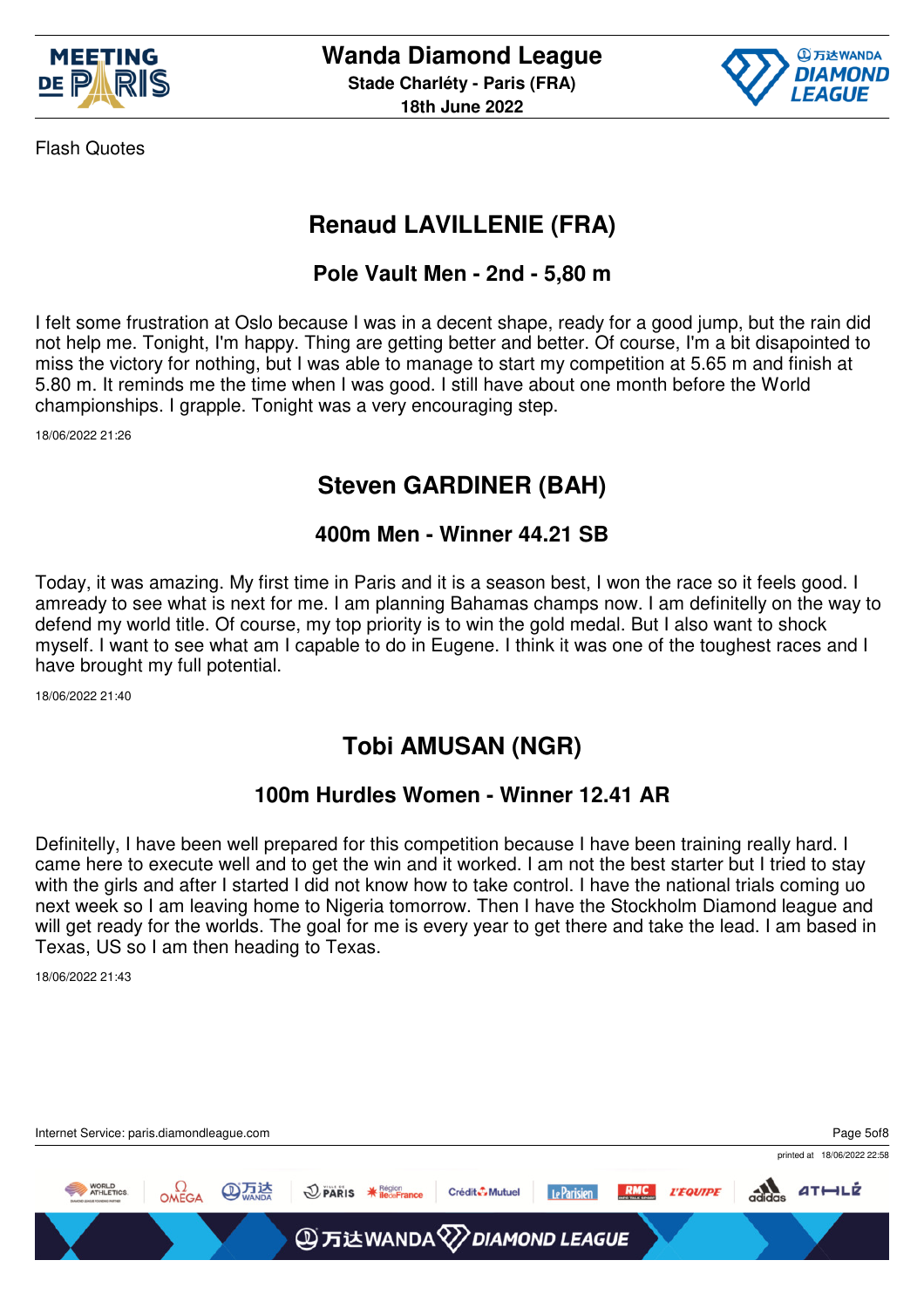Flash Quotes

## Renaud LAVILLENIE (FRA)

### Pole Vault Men - 2nd - 5,80 m

I felt some frustration at Oslo because I was in a decent shape, ready for a good jump, but the rain did not help me. Tonight, I'm happy. Thing are getting better and better. Of course, I'm a bit disapointed to miss the victory for nothing, but I was able to manage to start my competition at 5.65 m and finish at 5.80 m. It reminds me the time when I was good. I still have about one month before the World championships. I grapple. Tonight was a very encouraging step.

18/06/2022 21:26

## Steven GARDINER (BAH)

### 400m Men - Winner 44.21 SB

Today, it was amazing. My first time in Paris and it is a season best, I won the race so it feels good. I amready to see what is next for me. I am planning Bahamas champs now. I am definitelly on the way to defend my world title. Of course, my top priority is to win the gold medal. But I also want to shock myself. I want to see what am I capable to do in Eugene. I think it was one of the toughest races and I have brought my full potential.

18/06/2022 21:40

## Tobi AMUSAN (NGR)

### 100m Hurdles Women - Winner 12.41 AR

Definitelly, I have been well prepared for this competition because I have been training really hard. I came here to execute well and to get the win and it worked. I am not the best starter but I tried to stay with the girls and after I started I did not know how to take control. I have the national trials coming uo next week so I am leaving home to Nigeria tomorrow. Then I have the Stockholm Diamond league and will get ready for the worlds. The goal for me is every year to get there and take the lead. I am based in Texas, US so I am then heading to Texas.

18/06/2022 21:43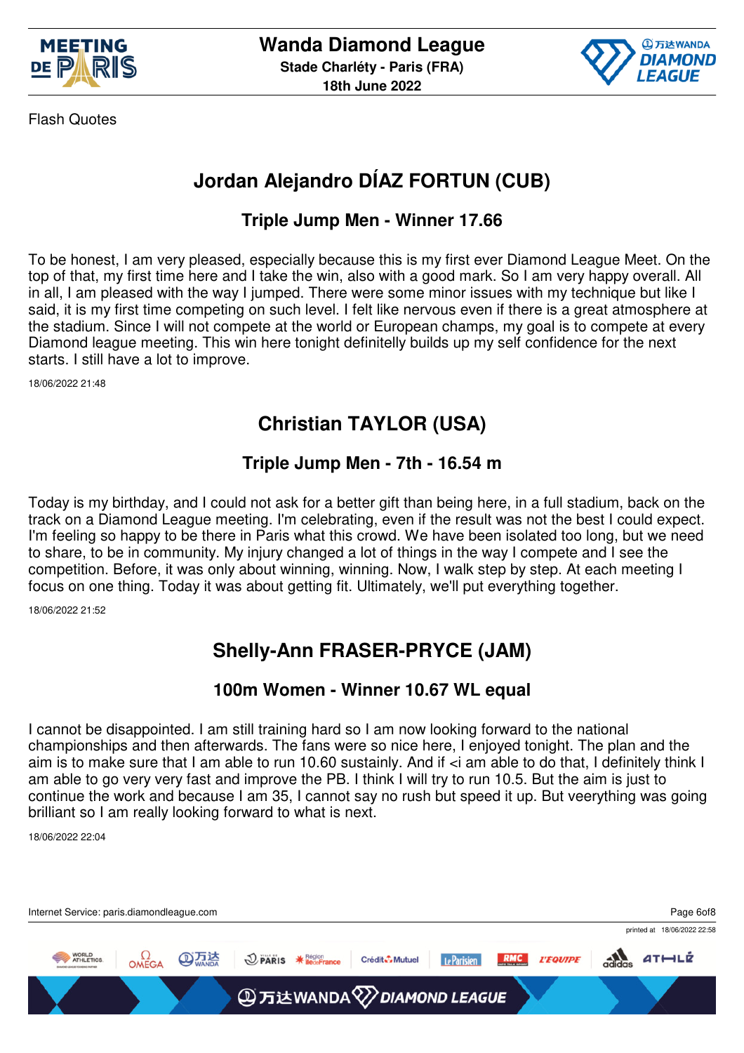Flash Quotes

## Jordan Alejandro DÍAZ FORTUN (CUB)

### Triple Jump Men - Winner 17.66

To be honest, I am very pleased, especially because this is my first ever Diamond League Meet. On the top of that, my first time here and I take the win, also with a good mark. So I am very happy overall. All in all, I am pleased with the way I jumped. There were some minor issues with my technique but like I said, it is my first time competing on such level. I felt like nervous even if there is a great atmosphere at the stadium. Since I will not compete at the world or European champs, my goal is to compete at every Diamond league meeting. This win here tonight definitelly builds up my self confidence for the next starts. I still have a lot to improve.

18/06/2022 21:48

## Christian TAYLOR (USA)

### Triple Jump Men - 7th - 16.54 m

Today is my birthday, and I could not ask for a better gift than being here, in a full stadium, back on the track on a Diamond League meeting. I'm celebrating, even if the result was not the best I could expect. I'm feeling so happy to be there in Paris what this crowd. We have been isolated too long, but we need to share, to be in community. My injury changed a lot of things in the way I compete and I see the competition. Before, it was only about winning, winning. Now, I walk step by step. At each meeting I focus on one thing. Today it was about getting fit. Ultimately, we'll put everything together.

18/06/2022 21:52

## Shelly-Ann FRASER-PRYCE (JAM)

### 100m Women - Winner 10.67 WL equal

I cannot be disappointed. I am still training hard so I am now looking forward to the national championships and then afterwards. The fans were so nice here, I enjoyed tonight. The plan and the aim is to make sure that I am able to run 10.60 sustainly. And if <i am able to do that, I definitely think I am able to go very very fast and improve the PB. I think I will try to run 10.5. But the aim is just to continue the work and because I am 35, I cannot say no rush but speed it up. But veerything was going brilliant so I am really looking forward to what is next.

18/06/2022 22:04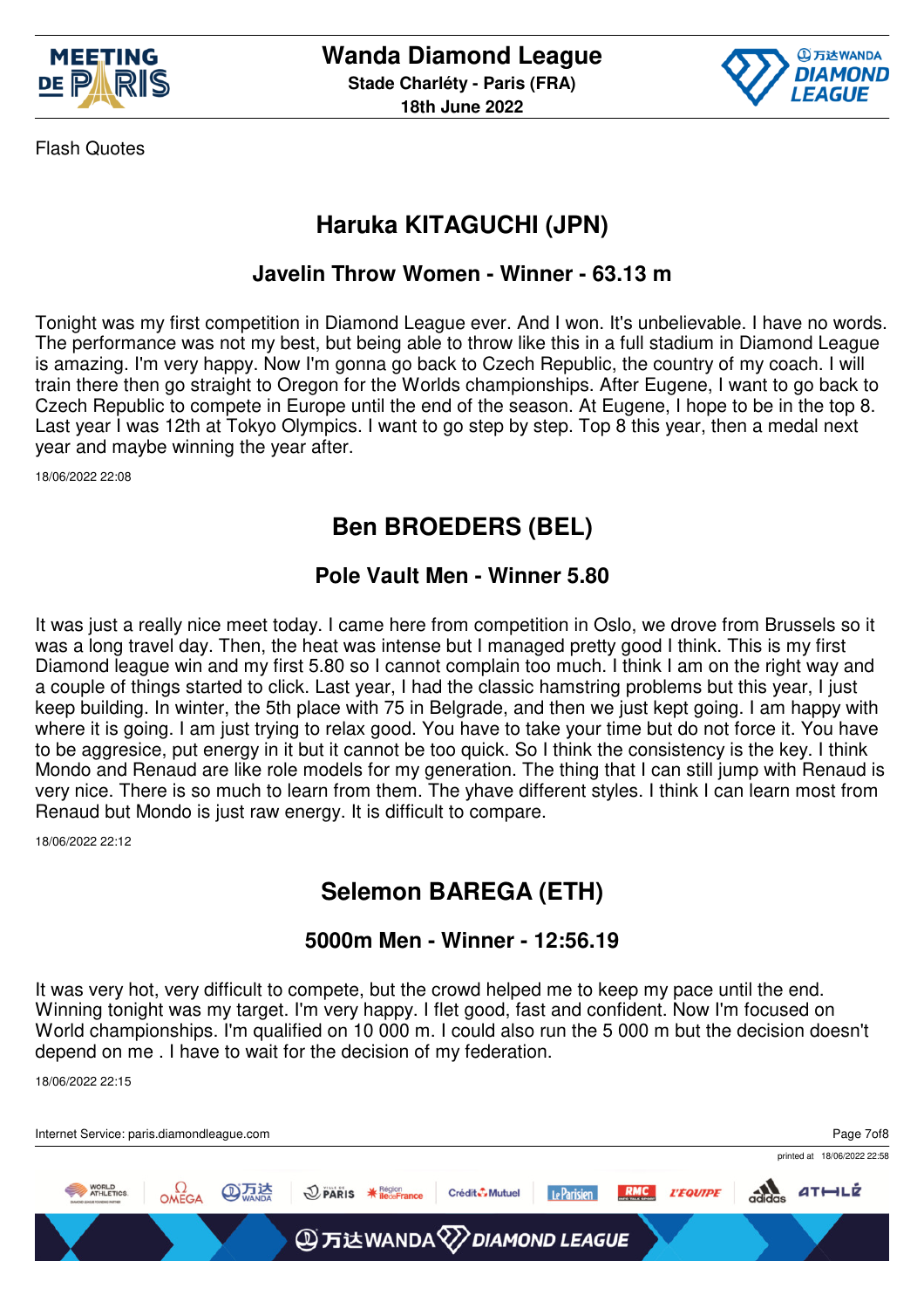Flash Quotes

## Haruka KITAGUCHI (JPN)

### Javelin Throw Women - Winner - 63.13 m

Tonight was my first competition in Diamond League ever. And I won. It's unbelievable. I have no words. The performance was not my best, but being able to throw like this in a full stadium in Diamond League is amazing. I'm very happy. Now I'm gonna go back to Czech Republic, the country of my coach. I will train there then go straight to Oregon for the Worlds championships. After Eugene, I want to go back to Czech Republic to compete in Europe until the end of the season. At Eugene, I hope to be in the top 8. Last year I was 12th at Tokyo Olympics. I want to go step by step. Top 8 this year, then a medal next year and maybe winning the year after.

18/06/2022 22:08

## Ben BROEDERS (BEL)

### Pole Vault Men - Winner 5.80

It was just a really nice meet today. I came here from competition in Oslo, we drove from Brussels so it was a long travel day. Then, the heat was intense but I managed pretty good I think. This is my first Diamond league win and my first 5.80 so I cannot complain too much. I think I am on the right way and a couple of things started to click. Last year, I had the classic hamstring problems but this year, I just keep building. In winter, the 5th place with 75 in Belgrade, and then we just kept going. I am happy with where it is going. I am just trying to relax good. You have to take your time but do not force it. You have to be aggresice, put energy in it but it cannot be too quick. So I think the consistency is the key. I think Mondo and Renaud are like role models for my generation. The thing that I can still jump with Renaud is very nice. There is so much to learn from them. The yhave different styles. I think I can learn most from Renaud but Mondo is just raw energy. It is difficult to compare.

18/06/2022 22:12

## Selemon BAREGA (ETH)

### 5000m Men - Winner - 12:56.19

It was very hot, very difficult to compete, but the crowd helped me to keep my pace until the end. Winning tonight was my target. I'm very happy. I flet good, fast and confident. Now I'm focused on World championships. I'm qualified on 10 000 m. I could also run the 5 000 m but the decision doesn't depend on me . I have to wait for the decision of my federation.

18/06/2022 22:15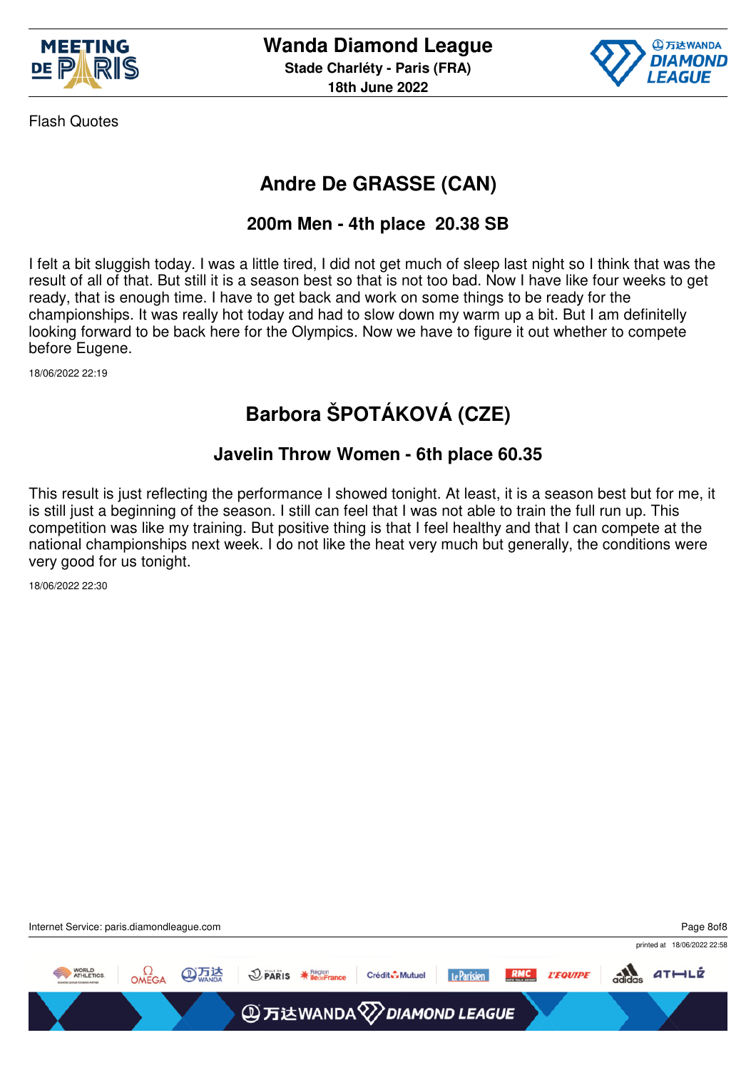Flash Quotes

## Andre De GRASSE (CAN)

### 200m Men - 4th place 20.38 SB

I felt a bit sluggish today. I was a little tired, I did not get much of sleep last night so I think that was the result of all of that. But still it is a season best so that is not too bad. Now I have like four weeks to get ready, that is enough time. I have to get back and work on some things to be ready for the championships. It was really hot today and had to slow down my warm up a bit. But I am definitelly looking forward to be back here for the Olympics. Now we have to figure it out whether to compete before Eugene.

18/06/2022 22:19

## Barbora ŠPOTÁKOVÁ (CZE)

### Javelin Throw Women - 6th place 60.35

This result is just reflecting the performance I showed tonight. At least, it is a season best but for me, it is still just a beginning of the season. I still can feel that I was not able to train the full run up. This competition was like my training. But positive thing is that I feel healthy and that I can compete at the national championships next week. I do not like the heat very much but generally, the conditions were very good for us tonight.

18/06/2022 22:30